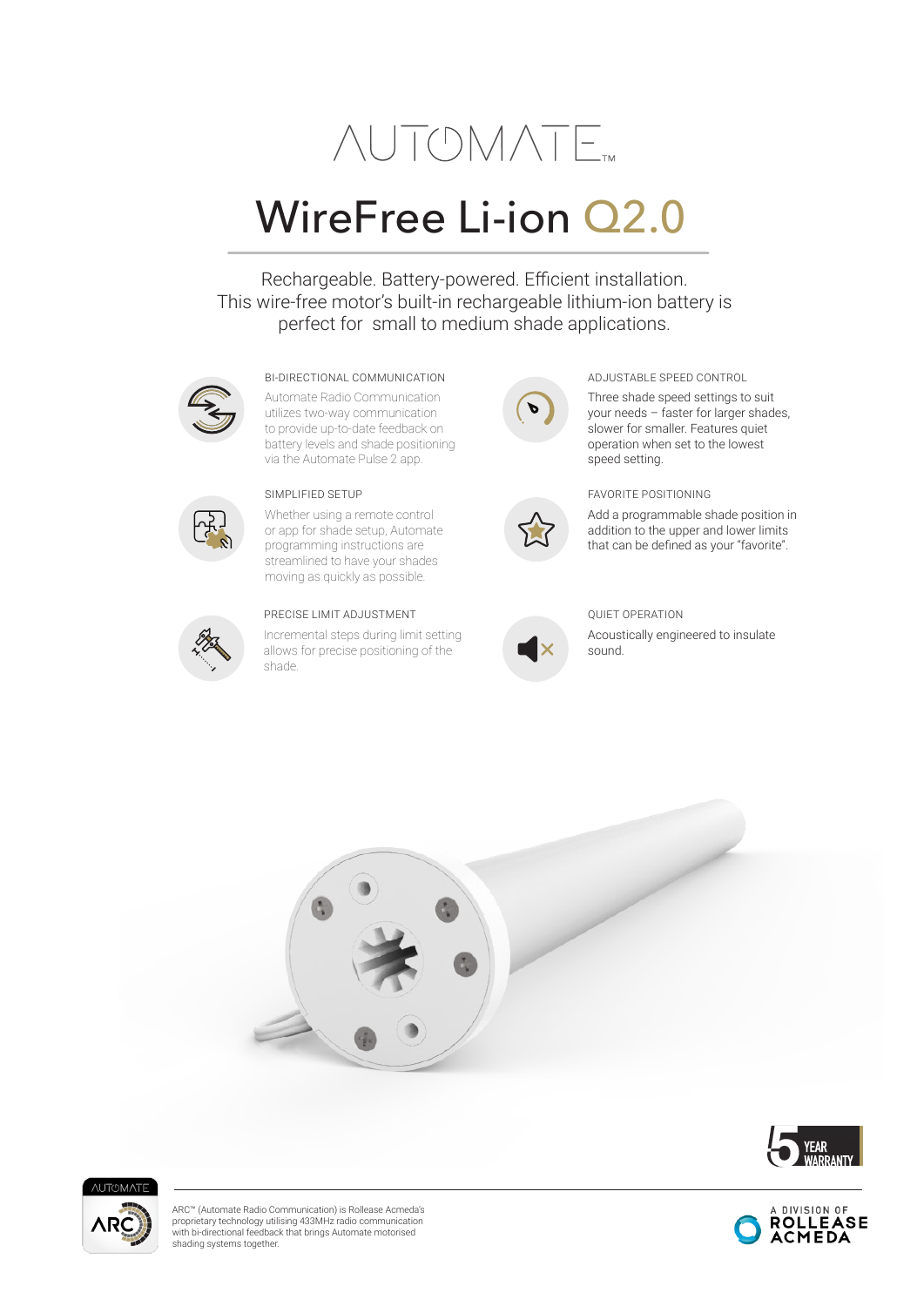# AUTOMATE™

# WireFree Li-ion Q2.0

Rechargeable. Battery-powered. Efficient installation.
This wire-free motor's built-in rechargeable lithium-ion battery is perfect for small to medium shade applications.

### BI-DIRECTIONAL COMMUNICATION

Automate Radio Communication utilizes two-way communication to provide up-to-date feedback on battery levels and shade positioning via the Automate Pulse 2 app.

### SIMPLIFIED SETUP

Whether using a remote control or app for shade setup, Automate programming instructions are streamlined to have your shades moving as quickly as possible.

### PRECISE LIMIT ADJUSTMENT

Incremental steps during limit setting allows for precise positioning of the shade.

### ADJUSTABLE SPEED CONTROL

Three shade speed settings to suit your needs – faster for larger shades, slower for smaller. Features quiet operation when set to the lowest speed setting.

### FAVORITE POSITIONING

Add a programmable shade position in addition to the upper and lower limits that can be defined as your "favorite".

### QUIET OPERATION

Acoustically engineered to insulate sound.

5 YEAR WARRANTY

AUTOMATE ARC

ARC™ (Automate Radio Communication) is Rollease Acmeda's proprietary technology utilising 433MHz radio communication with bi-directional feedback that brings Automate motorised shading systems together.

A DIVISION OF ROLLEASE ACMEDA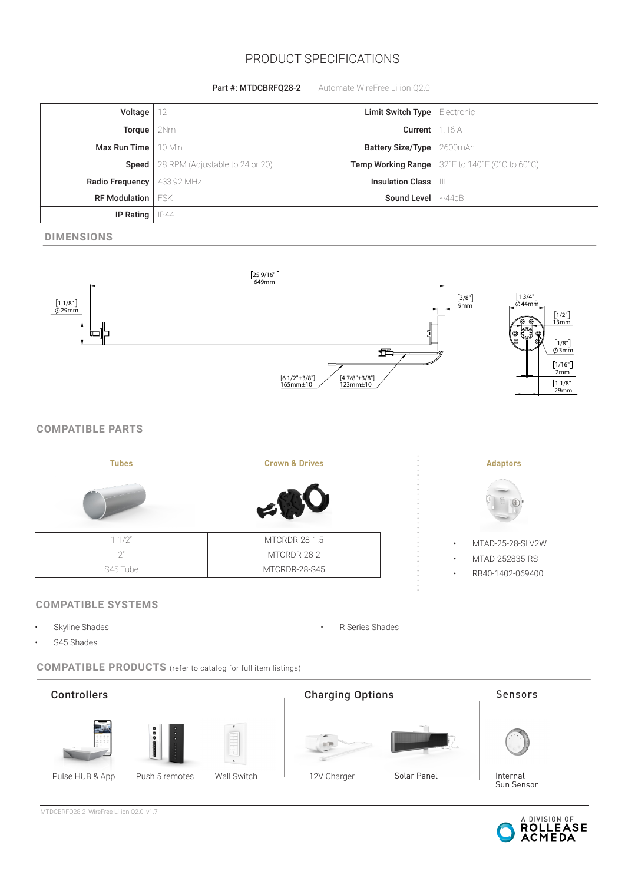# PRODUCT SPECIFICATIONS

**Part #: MTDCBRFQ28-2** Automate WireFree Li-ion Q2.0

| | | | |
|---|---|---|---|
| **Voltage** | 12 | **Limit Switch Type** | Electronic |
| **Torque** | 2Nm | **Current** | 1.16 A |
| **Max Run Time** | 10 Min | **Battery Size/Type** | 2600mAh |
| **Speed** | 28 RPM (Adjustable to 24 or 20) | **Temp Working Range** | 32°F to 140°F (0°C to 60°C) |
| **Radio Frequency** | 433.92 MHz | **Insulation Class** | III |
| **RF Modulation** | FSK | **Sound Level** | ~44dB |
| **IP Rating** | IP44 | | |

## DIMENSIONS

[25 9/16"]
649mm

[1 1/8"]
⌀29mm

[3/8"]
9mm

[6 1/2"±3/8"]
165mm±10

[4 7/8"±3/8"]
123mm±10

[1 3/4"]
⌀44mm

[1/2"]
13mm

[1/8"]
⌀3mm

[1/16"]
2mm

[1 1/8"]
29mm

## COMPATIBLE PARTS

| Tubes | Crown & Drives |
|---|---|
| 1 1/2" | MTCRDR-28-1.5 |
| 2" | MTCRDR-28-2 |
| S45 Tube | MTCRDR-28-S45 |

**Adaptors**

- MTAD-25-28-SLV2W
- MTAD-252835-RS
- RB40-1402-069400

## COMPATIBLE SYSTEMS

- Skyline Shades
- S45 Shades
- R Series Shades

## COMPATIBLE PRODUCTS (refer to catalog for full item listings)

**Controllers**

Pulse HUB & App

Push 5 remotes

Wall Switch

**Charging Options**

12V Charger

Solar Panel

**Sensors**

Internal Sun Sensor

MTDCBRFQ28-2_WireFree Li-ion Q2.0_v1.7

A DIVISION OF ROLLEASE ACMEDA